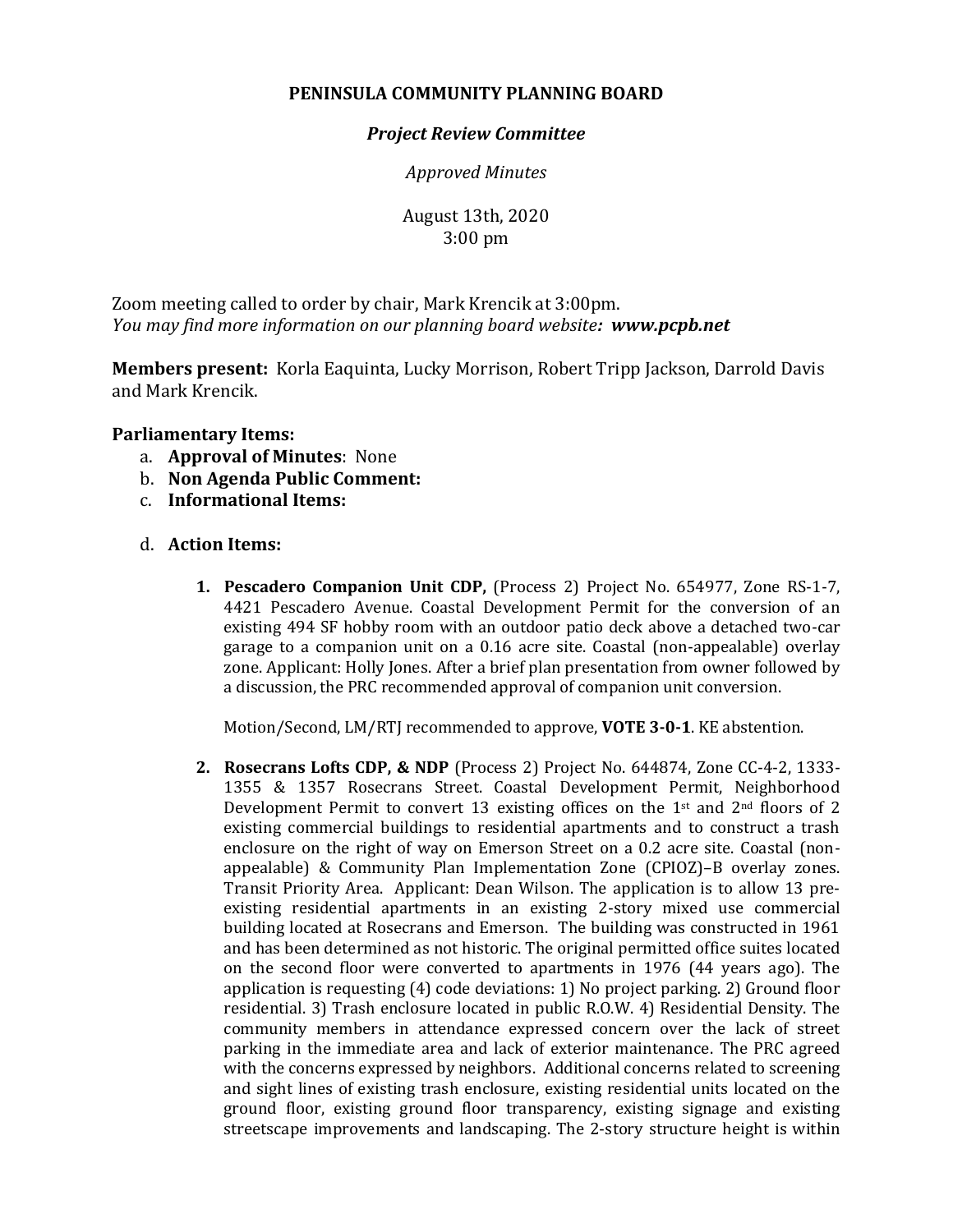**PENINSULA COMMUNITY PLANNING BOARD**

***Project Review Committee***

*Approved Minutes*

August 13th, 2020
3:00 pm

Zoom meeting called to order by chair, Mark Krencik at 3:00pm.
*You may find more information on our planning board website**: www.pcpb.net***

**Members present:** Korla Eaquinta, Lucky Morrison, Robert Tripp Jackson, Darrold Davis and Mark Krencik.

**Parliamentary Items:**

a. **Approval of Minutes**: None
b. **Non Agenda Public Comment:**
c. **Informational Items:**

d. **Action Items:**

1. **Pescadero Companion Unit CDP,** (Process 2) Project No. 654977, Zone RS-1-7, 4421 Pescadero Avenue. Coastal Development Permit for the conversion of an existing 494 SF hobby room with an outdoor patio deck above a detached two-car garage to a companion unit on a 0.16 acre site. Coastal (non-appealable) overlay zone. Applicant: Holly Jones. After a brief plan presentation from owner followed by a discussion, the PRC recommended approval of companion unit conversion.

   Motion/Second, LM/RTJ recommended to approve, **VOTE 3-0-1**. KE abstention.

2. **Rosecrans Lofts CDP, & NDP** (Process 2) Project No. 644874, Zone CC-4-2, 1333-1355 & 1357 Rosecrans Street. Coastal Development Permit, Neighborhood Development Permit to convert 13 existing offices on the 1st and 2nd floors of 2 existing commercial buildings to residential apartments and to construct a trash enclosure on the right of way on Emerson Street on a 0.2 acre site. Coastal (non-appealable) & Community Plan Implementation Zone (CPIOZ)–B overlay zones. Transit Priority Area. Applicant: Dean Wilson. The application is to allow 13 pre-existing residential apartments in an existing 2-story mixed use commercial building located at Rosecrans and Emerson. The building was constructed in 1961 and has been determined as not historic. The original permitted office suites located on the second floor were converted to apartments in 1976 (44 years ago). The application is requesting (4) code deviations: 1) No project parking. 2) Ground floor residential. 3) Trash enclosure located in public R.O.W. 4) Residential Density. The community members in attendance expressed concern over the lack of street parking in the immediate area and lack of exterior maintenance. The PRC agreed with the concerns expressed by neighbors. Additional concerns related to screening and sight lines of existing trash enclosure, existing residential units located on the ground floor, existing ground floor transparency, existing signage and existing streetscape improvements and landscaping. The 2-story structure height is within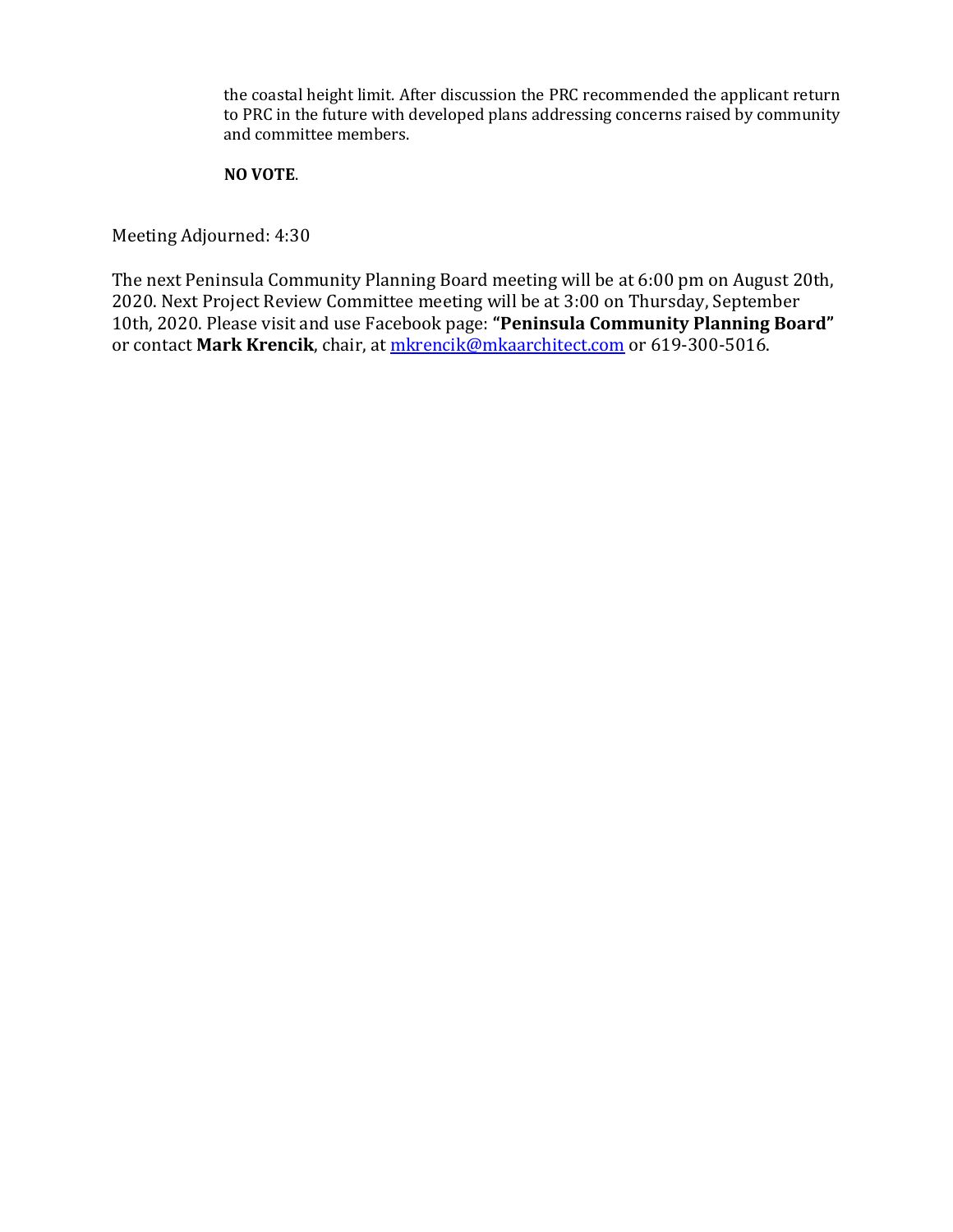the coastal height limit. After discussion the PRC recommended the applicant return to PRC in the future with developed plans addressing concerns raised by community and committee members.

**NO VOTE**.

Meeting Adjourned: 4:30

The next Peninsula Community Planning Board meeting will be at 6:00 pm on August 20th, 2020. Next Project Review Committee meeting will be at 3:00 on Thursday, September 10th, 2020. Please visit and use Facebook page: **"Peninsula Community Planning Board"** or contact **Mark Krencik**, chair, at mkrencik@mkaarchitect.com or 619-300-5016.